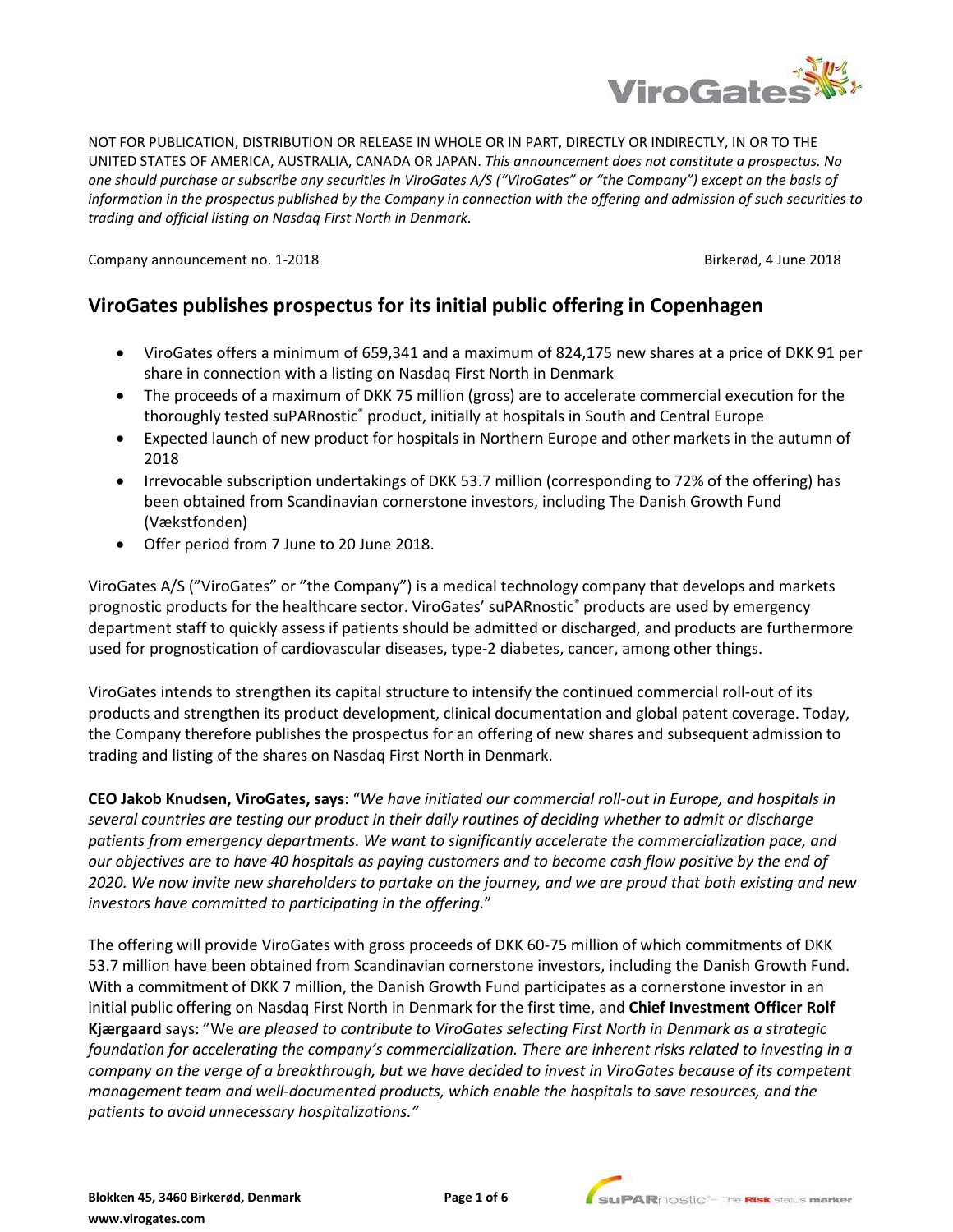NOT FOR PUBLICATION, DISTRIBUTION OR RELEASE IN WHOLE OR IN PART, DIRECTLY OR INDIRECTLY, IN OR TO THE UNITED STATES OF AMERICA, AUSTRALIA, CANADA OR JAPAN. *This announcement does not constitute a prospectus. No one should purchase or subscribe any securities in ViroGates A/S ("ViroGates" or "the Company") except on the basis of information in the prospectus published by the Company in connection with the offering and admission of such securities to trading and official listing on Nasdaq First North in Denmark.*

Company announcement no. 1-2018 Birkerød, 4 June 2018

# ViroGates publishes prospectus for its initial public offering in Copenhagen

- ViroGates offers a minimum of 659,341 and a maximum of 824,175 new shares at a price of DKK 91 per share in connection with a listing on Nasdaq First North in Denmark
- The proceeds of a maximum of DKK 75 million (gross) are to accelerate commercial execution for the thoroughly tested suPARnostic® product, initially at hospitals in South and Central Europe
- Expected launch of new product for hospitals in Northern Europe and other markets in the autumn of 2018
- Irrevocable subscription undertakings of DKK 53.7 million (corresponding to 72% of the offering) has been obtained from Scandinavian cornerstone investors, including The Danish Growth Fund (Vækstfonden)
- Offer period from 7 June to 20 June 2018.

ViroGates A/S ("ViroGates" or "the Company") is a medical technology company that develops and markets prognostic products for the healthcare sector. ViroGates' suPARnostic® products are used by emergency department staff to quickly assess if patients should be admitted or discharged, and products are furthermore used for prognostication of cardiovascular diseases, type-2 diabetes, cancer, among other things.

ViroGates intends to strengthen its capital structure to intensify the continued commercial roll-out of its products and strengthen its product development, clinical documentation and global patent coverage. Today, the Company therefore publishes the prospectus for an offering of new shares and subsequent admission to trading and listing of the shares on Nasdaq First North in Denmark.

**CEO Jakob Knudsen, ViroGates, says**: "*We have initiated our commercial roll-out in Europe, and hospitals in several countries are testing our product in their daily routines of deciding whether to admit or discharge patients from emergency departments. We want to significantly accelerate the commercialization pace, and our objectives are to have 40 hospitals as paying customers and to become cash flow positive by the end of 2020. We now invite new shareholders to partake on the journey, and we are proud that both existing and new investors have committed to participating in the offering.*"

The offering will provide ViroGates with gross proceeds of DKK 60-75 million of which commitments of DKK 53.7 million have been obtained from Scandinavian cornerstone investors, including the Danish Growth Fund. With a commitment of DKK 7 million, the Danish Growth Fund participates as a cornerstone investor in an initial public offering on Nasdaq First North in Denmark for the first time, and **Chief Investment Officer Rolf Kjærgaard** says: "We *are pleased to contribute to ViroGates selecting First North in Denmark as a strategic foundation for accelerating the company's commercialization. There are inherent risks related to investing in a company on the verge of a breakthrough, but we have decided to invest in ViroGates because of its competent management team and well-documented products, which enable the hospitals to save resources, and the patients to avoid unnecessary hospitalizations."*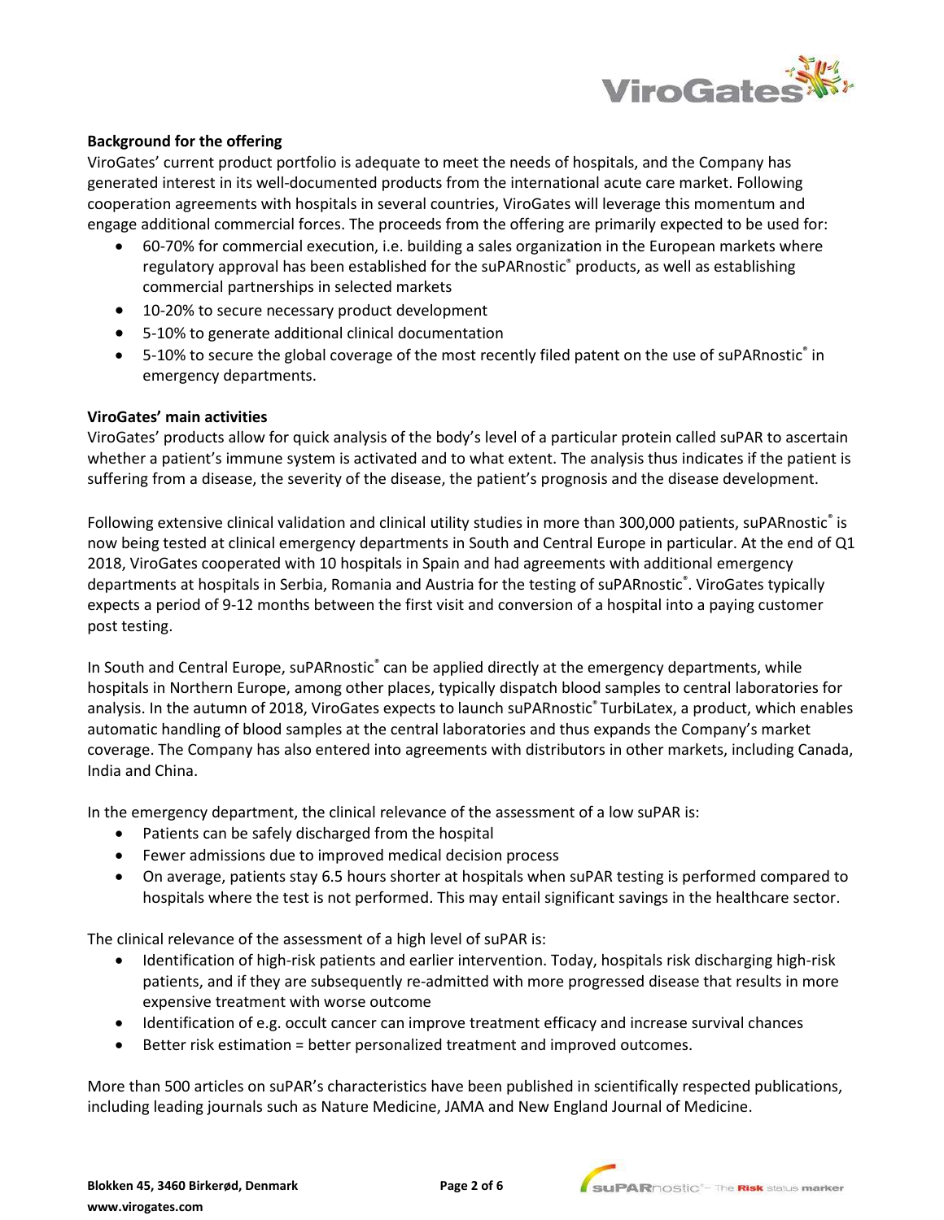**Background for the offering**

ViroGates' current product portfolio is adequate to meet the needs of hospitals, and the Company has generated interest in its well-documented products from the international acute care market. Following cooperation agreements with hospitals in several countries, ViroGates will leverage this momentum and engage additional commercial forces. The proceeds from the offering are primarily expected to be used for:

- 60-70% for commercial execution, i.e. building a sales organization in the European markets where regulatory approval has been established for the suPARnostic® products, as well as establishing commercial partnerships in selected markets
- 10-20% to secure necessary product development
- 5-10% to generate additional clinical documentation
- 5-10% to secure the global coverage of the most recently filed patent on the use of suPARnostic® in emergency departments.

**ViroGates' main activities**

ViroGates' products allow for quick analysis of the body's level of a particular protein called suPAR to ascertain whether a patient's immune system is activated and to what extent. The analysis thus indicates if the patient is suffering from a disease, the severity of the disease, the patient's prognosis and the disease development.

Following extensive clinical validation and clinical utility studies in more than 300,000 patients, suPARnostic® is now being tested at clinical emergency departments in South and Central Europe in particular. At the end of Q1 2018, ViroGates cooperated with 10 hospitals in Spain and had agreements with additional emergency departments at hospitals in Serbia, Romania and Austria for the testing of suPARnostic®. ViroGates typically expects a period of 9-12 months between the first visit and conversion of a hospital into a paying customer post testing.

In South and Central Europe, suPARnostic® can be applied directly at the emergency departments, while hospitals in Northern Europe, among other places, typically dispatch blood samples to central laboratories for analysis. In the autumn of 2018, ViroGates expects to launch suPARnostic® TurbiLatex, a product, which enables automatic handling of blood samples at the central laboratories and thus expands the Company's market coverage. The Company has also entered into agreements with distributors in other markets, including Canada, India and China.

In the emergency department, the clinical relevance of the assessment of a low suPAR is:

- Patients can be safely discharged from the hospital
- Fewer admissions due to improved medical decision process
- On average, patients stay 6.5 hours shorter at hospitals when suPAR testing is performed compared to hospitals where the test is not performed. This may entail significant savings in the healthcare sector.

The clinical relevance of the assessment of a high level of suPAR is:

- Identification of high-risk patients and earlier intervention. Today, hospitals risk discharging high-risk patients, and if they are subsequently re-admitted with more progressed disease that results in more expensive treatment with worse outcome
- Identification of e.g. occult cancer can improve treatment efficacy and increase survival chances
- Better risk estimation = better personalized treatment and improved outcomes.

More than 500 articles on suPAR's characteristics have been published in scientifically respected publications, including leading journals such as Nature Medicine, JAMA and New England Journal of Medicine.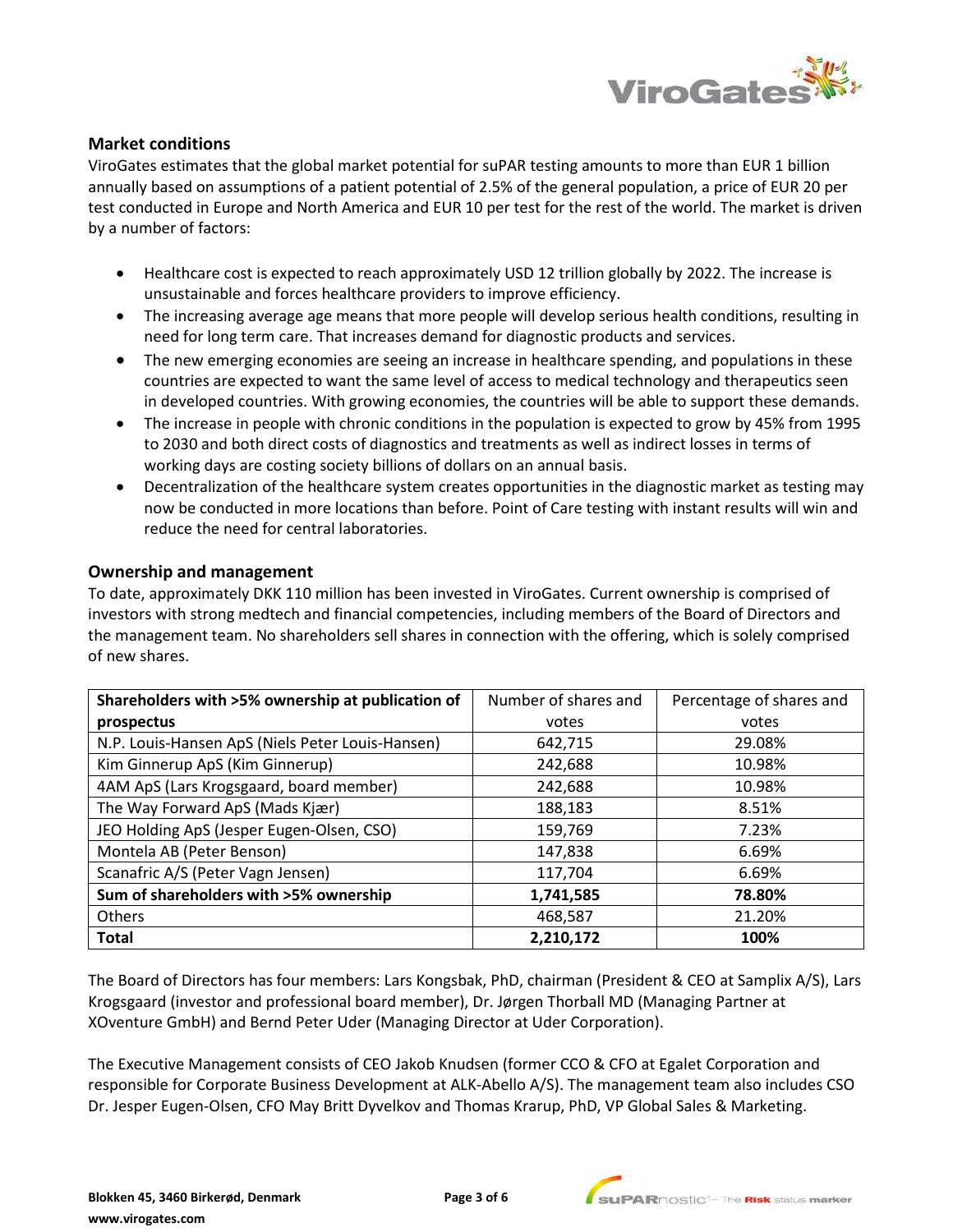## Market conditions

ViroGates estimates that the global market potential for suPAR testing amounts to more than EUR 1 billion annually based on assumptions of a patient potential of 2.5% of the general population, a price of EUR 20 per test conducted in Europe and North America and EUR 10 per test for the rest of the world. The market is driven by a number of factors:

- Healthcare cost is expected to reach approximately USD 12 trillion globally by 2022. The increase is unsustainable and forces healthcare providers to improve efficiency.
- The increasing average age means that more people will develop serious health conditions, resulting in need for long term care. That increases demand for diagnostic products and services.
- The new emerging economies are seeing an increase in healthcare spending, and populations in these countries are expected to want the same level of access to medical technology and therapeutics seen in developed countries. With growing economies, the countries will be able to support these demands.
- The increase in people with chronic conditions in the population is expected to grow by 45% from 1995 to 2030 and both direct costs of diagnostics and treatments as well as indirect losses in terms of working days are costing society billions of dollars on an annual basis.
- Decentralization of the healthcare system creates opportunities in the diagnostic market as testing may now be conducted in more locations than before. Point of Care testing with instant results will win and reduce the need for central laboratories.

## Ownership and management

To date, approximately DKK 110 million has been invested in ViroGates. Current ownership is comprised of investors with strong medtech and financial competencies, including members of the Board of Directors and the management team. No shareholders sell shares in connection with the offering, which is solely comprised of new shares.

| Shareholders with >5% ownership at publication of prospectus | Number of shares and votes | Percentage of shares and votes |
|---|---|---|
| N.P. Louis-Hansen ApS (Niels Peter Louis-Hansen) | 642,715 | 29.08% |
| Kim Ginnerup ApS (Kim Ginnerup) | 242,688 | 10.98% |
| 4AM ApS (Lars Krogsgaard, board member) | 242,688 | 10.98% |
| The Way Forward ApS (Mads Kjær) | 188,183 | 8.51% |
| JEO Holding ApS (Jesper Eugen-Olsen, CSO) | 159,769 | 7.23% |
| Montela AB (Peter Benson) | 147,838 | 6.69% |
| Scanafric A/S (Peter Vagn Jensen) | 117,704 | 6.69% |
| **Sum of shareholders with >5% ownership** | **1,741,585** | **78.80%** |
| Others | 468,587 | 21.20% |
| **Total** | **2,210,172** | **100%** |

The Board of Directors has four members: Lars Kongsbak, PhD, chairman (President & CEO at Samplix A/S), Lars Krogsgaard (investor and professional board member), Dr. Jørgen Thorball MD (Managing Partner at XOventure GmbH) and Bernd Peter Uder (Managing Director at Uder Corporation).

The Executive Management consists of CEO Jakob Knudsen (former CCO & CFO at Egalet Corporation and responsible for Corporate Business Development at ALK-Abello A/S). The management team also includes CSO Dr. Jesper Eugen-Olsen, CFO May Britt Dyvelkov and Thomas Krarup, PhD, VP Global Sales & Marketing.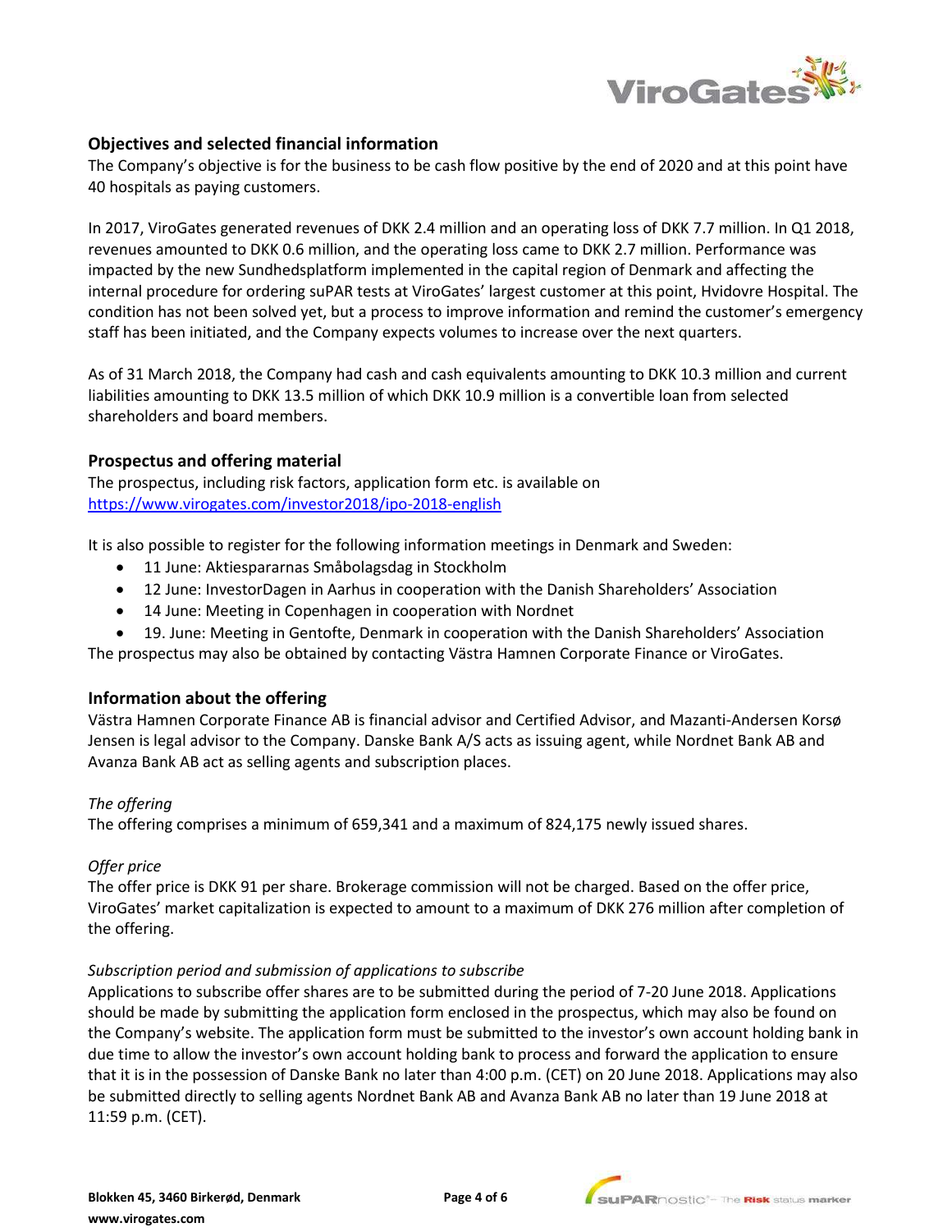## Objectives and selected financial information

The Company's objective is for the business to be cash flow positive by the end of 2020 and at this point have 40 hospitals as paying customers.

In 2017, ViroGates generated revenues of DKK 2.4 million and an operating loss of DKK 7.7 million. In Q1 2018, revenues amounted to DKK 0.6 million, and the operating loss came to DKK 2.7 million. Performance was impacted by the new Sundhedsplatform implemented in the capital region of Denmark and affecting the internal procedure for ordering suPAR tests at ViroGates' largest customer at this point, Hvidovre Hospital. The condition has not been solved yet, but a process to improve information and remind the customer's emergency staff has been initiated, and the Company expects volumes to increase over the next quarters.

As of 31 March 2018, the Company had cash and cash equivalents amounting to DKK 10.3 million and current liabilities amounting to DKK 13.5 million of which DKK 10.9 million is a convertible loan from selected shareholders and board members.

## Prospectus and offering material

The prospectus, including risk factors, application form etc. is available on [https://www.virogates.com/investor2018/ipo-2018-english](https://www.virogates.com/investor2018/ipo-2018-english)

It is also possible to register for the following information meetings in Denmark and Sweden:

- 11 June: Aktiespararnas Småbolagsdag in Stockholm
- 12 June: InvestorDagen in Aarhus in cooperation with the Danish Shareholders' Association
- 14 June: Meeting in Copenhagen in cooperation with Nordnet
- 19. June: Meeting in Gentofte, Denmark in cooperation with the Danish Shareholders' Association

The prospectus may also be obtained by contacting Västra Hamnen Corporate Finance or ViroGates.

## Information about the offering

Västra Hamnen Corporate Finance AB is financial advisor and Certified Advisor, and Mazanti-Andersen Korsø Jensen is legal advisor to the Company. Danske Bank A/S acts as issuing agent, while Nordnet Bank AB and Avanza Bank AB act as selling agents and subscription places.

*The offering*

The offering comprises a minimum of 659,341 and a maximum of 824,175 newly issued shares.

*Offer price*

The offer price is DKK 91 per share. Brokerage commission will not be charged. Based on the offer price, ViroGates' market capitalization is expected to amount to a maximum of DKK 276 million after completion of the offering.

*Subscription period and submission of applications to subscribe*

Applications to subscribe offer shares are to be submitted during the period of 7-20 June 2018. Applications should be made by submitting the application form enclosed in the prospectus, which may also be found on the Company's website. The application form must be submitted to the investor's own account holding bank in due time to allow the investor's own account holding bank to process and forward the application to ensure that it is in the possession of Danske Bank no later than 4:00 p.m. (CET) on 20 June 2018. Applications may also be submitted directly to selling agents Nordnet Bank AB and Avanza Bank AB no later than 19 June 2018 at 11:59 p.m. (CET).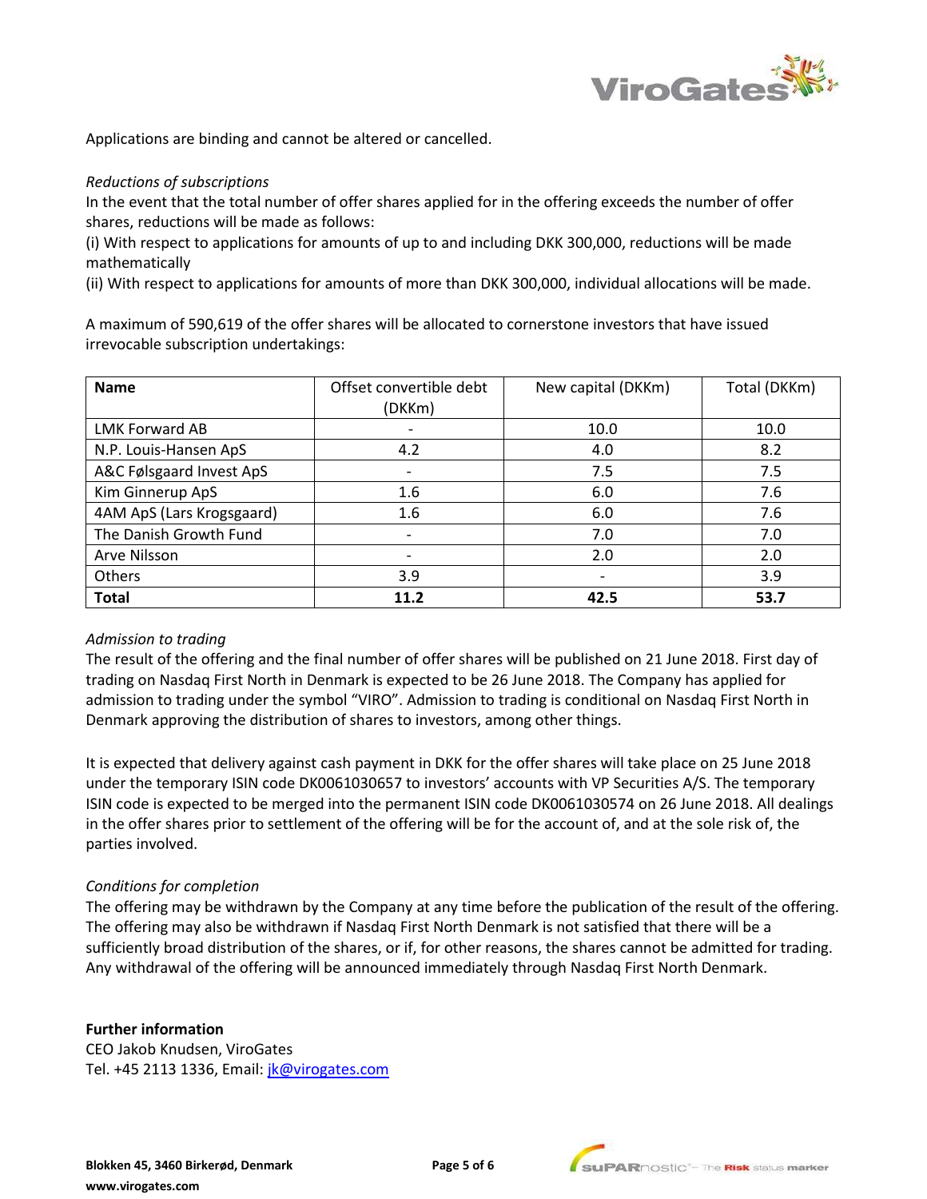Applications are binding and cannot be altered or cancelled.

*Reductions of subscriptions*

In the event that the total number of offer shares applied for in the offering exceeds the number of offer shares, reductions will be made as follows:

(i) With respect to applications for amounts of up to and including DKK 300,000, reductions will be made mathematically

(ii) With respect to applications for amounts of more than DKK 300,000, individual allocations will be made.

A maximum of 590,619 of the offer shares will be allocated to cornerstone investors that have issued irrevocable subscription undertakings:

| Name | Offset convertible debt (DKKm) | New capital (DKKm) | Total (DKKm) |
|---|---|---|---|
| LMK Forward AB | - | 10.0 | 10.0 |
| N.P. Louis-Hansen ApS | 4.2 | 4.0 | 8.2 |
| A&C Følsgaard Invest ApS | - | 7.5 | 7.5 |
| Kim Ginnerup ApS | 1.6 | 6.0 | 7.6 |
| 4AM ApS (Lars Krogsgaard) | 1.6 | 6.0 | 7.6 |
| The Danish Growth Fund | - | 7.0 | 7.0 |
| Arve Nilsson | - | 2.0 | 2.0 |
| Others | 3.9 | - | 3.9 |
| **Total** | **11.2** | **42.5** | **53.7** |

*Admission to trading*

The result of the offering and the final number of offer shares will be published on 21 June 2018. First day of trading on Nasdaq First North in Denmark is expected to be 26 June 2018. The Company has applied for admission to trading under the symbol "VIRO". Admission to trading is conditional on Nasdaq First North in Denmark approving the distribution of shares to investors, among other things.

It is expected that delivery against cash payment in DKK for the offer shares will take place on 25 June 2018 under the temporary ISIN code DK0061030657 to investors' accounts with VP Securities A/S. The temporary ISIN code is expected to be merged into the permanent ISIN code DK0061030574 on 26 June 2018. All dealings in the offer shares prior to settlement of the offering will be for the account of, and at the sole risk of, the parties involved.

*Conditions for completion*

The offering may be withdrawn by the Company at any time before the publication of the result of the offering. The offering may also be withdrawn if Nasdaq First North Denmark is not satisfied that there will be a sufficiently broad distribution of the shares, or if, for other reasons, the shares cannot be admitted for trading. Any withdrawal of the offering will be announced immediately through Nasdaq First North Denmark.

**Further information**

CEO Jakob Knudsen, ViroGates

Tel. +45 2113 1336, Email: jk@virogates.com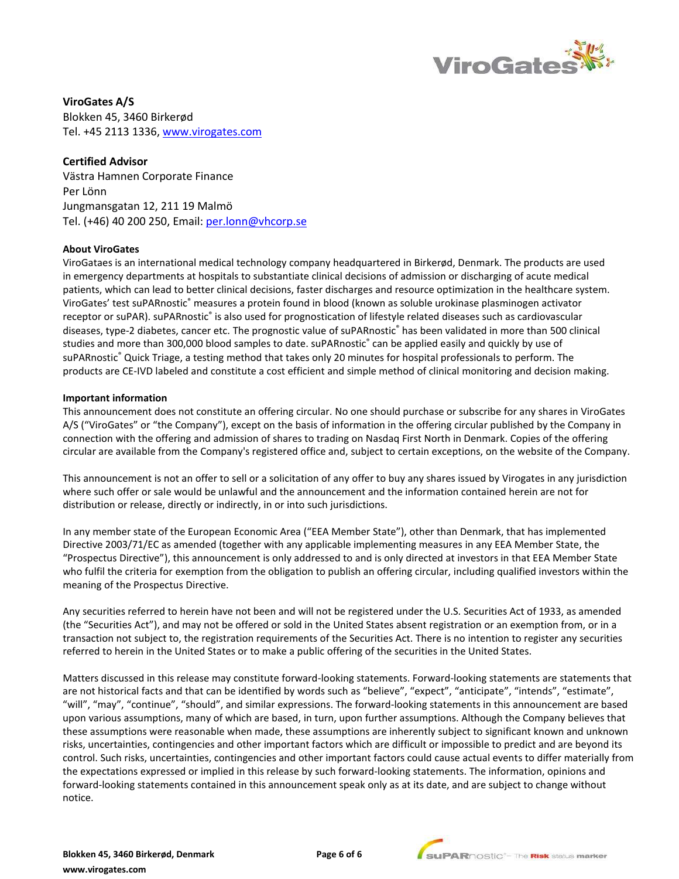**ViroGates A/S**
Blokken 45, 3460 Birkerød
Tel. +45 2113 1336, www.virogates.com

**Certified Advisor**
Västra Hamnen Corporate Finance
Per Lönn
Jungmansgatan 12, 211 19 Malmö
Tel. (+46) 40 200 250, Email: per.lonn@vhcorp.se

**About ViroGates**

ViroGataes is an international medical technology company headquartered in Birkerød, Denmark. The products are used in emergency departments at hospitals to substantiate clinical decisions of admission or discharging of acute medical patients, which can lead to better clinical decisions, faster discharges and resource optimization in the healthcare system. ViroGates' test suPARnostic® measures a protein found in blood (known as soluble urokinase plasminogen activator receptor or suPAR). suPARnostic® is also used for prognostication of lifestyle related diseases such as cardiovascular diseases, type-2 diabetes, cancer etc. The prognostic value of suPARnostic® has been validated in more than 500 clinical studies and more than 300,000 blood samples to date. suPARnostic® can be applied easily and quickly by use of suPARnostic® Quick Triage, a testing method that takes only 20 minutes for hospital professionals to perform. The products are CE-IVD labeled and constitute a cost efficient and simple method of clinical monitoring and decision making.

**Important information**

This announcement does not constitute an offering circular. No one should purchase or subscribe for any shares in ViroGates A/S ("ViroGates" or "the Company"), except on the basis of information in the offering circular published by the Company in connection with the offering and admission of shares to trading on Nasdaq First North in Denmark. Copies of the offering circular are available from the Company's registered office and, subject to certain exceptions, on the website of the Company.

This announcement is not an offer to sell or a solicitation of any offer to buy any shares issued by Virogates in any jurisdiction where such offer or sale would be unlawful and the announcement and the information contained herein are not for distribution or release, directly or indirectly, in or into such jurisdictions.

In any member state of the European Economic Area ("EEA Member State"), other than Denmark, that has implemented Directive 2003/71/EC as amended (together with any applicable implementing measures in any EEA Member State, the "Prospectus Directive"), this announcement is only addressed to and is only directed at investors in that EEA Member State who fulfil the criteria for exemption from the obligation to publish an offering circular, including qualified investors within the meaning of the Prospectus Directive.

Any securities referred to herein have not been and will not be registered under the U.S. Securities Act of 1933, as amended (the "Securities Act"), and may not be offered or sold in the United States absent registration or an exemption from, or in a transaction not subject to, the registration requirements of the Securities Act. There is no intention to register any securities referred to herein in the United States or to make a public offering of the securities in the United States.

Matters discussed in this release may constitute forward-looking statements. Forward-looking statements are statements that are not historical facts and that can be identified by words such as "believe", "expect", "anticipate", "intends", "estimate", "will", "may", "continue", "should", and similar expressions. The forward-looking statements in this announcement are based upon various assumptions, many of which are based, in turn, upon further assumptions. Although the Company believes that these assumptions were reasonable when made, these assumptions are inherently subject to significant known and unknown risks, uncertainties, contingencies and other important factors which are difficult or impossible to predict and are beyond its control. Such risks, uncertainties, contingencies and other important factors could cause actual events to differ materially from the expectations expressed or implied in this release by such forward-looking statements. The information, opinions and forward-looking statements contained in this announcement speak only as at its date, and are subject to change without notice.